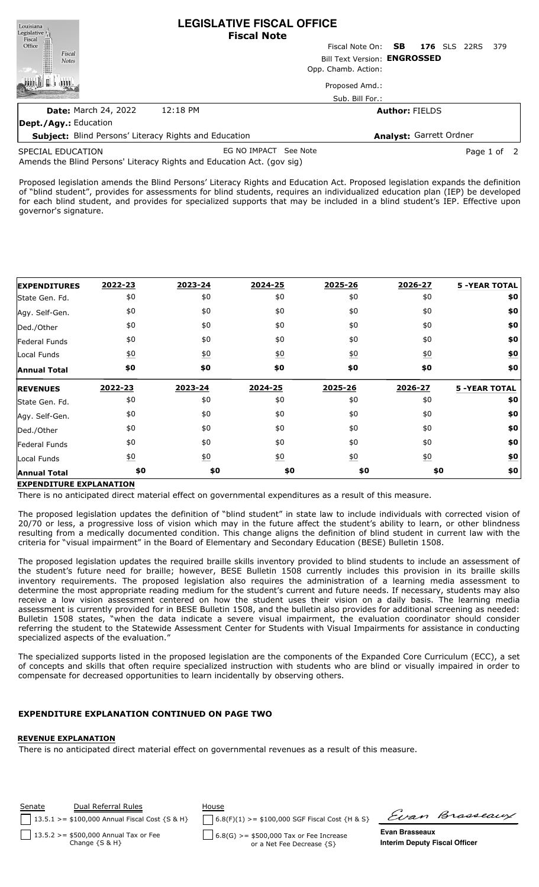# LEGISLATIVE FISCAL OFFICE
## Fiscal Note

Fiscal Note On: **SB 176** SLS 22RS 379

Bill Text Version: **ENGROSSED**

Opp. Chamb. Action:

Proposed Amd.:

Sub. Bill For.:

**Date:** March 24, 2022 12:18 PM

**Author:** FIELDS

**Dept./Agy.:** Education

**Subject:** Blind Persons' Literacy Rights and Education

**Analyst:** Garrett Ordner

SPECIAL EDUCATION EG NO IMPACT See Note

Amends the Blind Persons' Literacy Rights and Education Act. (gov sig)

Proposed legislation amends the Blind Persons' Literacy Rights and Education Act. Proposed legislation expands the definition of "blind student", provides for assessments for blind students, requires an individualized education plan (IEP) be developed for each blind student, and provides for specialized supports that may be included in a blind student's IEP. Effective upon governor's signature.

| **EXPENDITURES** | 2022-23 | 2023-24 | 2024-25 | 2025-26 | 2026-27 | 5 -YEAR TOTAL |
|---|---|---|---|---|---|---|
| State Gen. Fd. | $0 | $0 | $0 | $0 | $0 | **$0** |
| Agy. Self-Gen. | $0 | $0 | $0 | $0 | $0 | **$0** |
| Ded./Other | $0 | $0 | $0 | $0 | $0 | **$0** |
| Federal Funds | $0 | $0 | $0 | $0 | $0 | **$0** |
| Local Funds | $0 | $0 | $0 | $0 | $0 | **$0** |
| **Annual Total** | **$0** | **$0** | **$0** | **$0** | **$0** | **$0** |

| **REVENUES** | 2022-23 | 2023-24 | 2024-25 | 2025-26 | 2026-27 | 5 -YEAR TOTAL |
|---|---|---|---|---|---|---|
| State Gen. Fd. | $0 | $0 | $0 | $0 | $0 | **$0** |
| Agy. Self-Gen. | $0 | $0 | $0 | $0 | $0 | **$0** |
| Ded./Other | $0 | $0 | $0 | $0 | $0 | **$0** |
| Federal Funds | $0 | $0 | $0 | $0 | $0 | **$0** |
| Local Funds | $0 | $0 | $0 | $0 | $0 | **$0** |
| **Annual Total** | **$0** | **$0** | **$0** | **$0** | **$0** | **$0** |

**EXPENDITURE EXPLANATION**

There is no anticipated direct material effect on governmental expenditures as a result of this measure.

The proposed legislation updates the definition of "blind student" in state law to include individuals with corrected vision of 20/70 or less, a progressive loss of vision which may in the future affect the student's ability to learn, or other blindness resulting from a medically documented condition. This change aligns the definition of blind student in current law with the criteria for "visual impairment" in the Board of Elementary and Secondary Education (BESE) Bulletin 1508.

The proposed legislation updates the required braille skills inventory provided to blind students to include an assessment of the student's future need for braille; however, BESE Bulletin 1508 currently includes this provision in its braille skills inventory requirements. The proposed legislation also requires the administration of a learning media assessment to determine the most appropriate reading medium for the student's current and future needs. If necessary, students may also receive a low vision assessment centered on how the student uses their vision on a daily basis. The learning media assessment is currently provided for in BESE Bulletin 1508, and the bulletin also provides for additional screening as needed: Bulletin 1508 states, "when the data indicate a severe visual impairment, the evaluation coordinator should consider referring the student to the Statewide Assessment Center for Students with Visual Impairments for assistance in conducting specialized aspects of the evaluation."

The specialized supports listed in the proposed legislation are the components of the Expanded Core Curriculum (ECC), a set of concepts and skills that often require specialized instruction with students who are blind or visually impaired in order to compensate for decreased opportunities to learn incidentally by observing others.

**EXPENDITURE EXPLANATION CONTINUED ON PAGE TWO**

**REVENUE EXPLANATION**

There is no anticipated direct material effect on governmental revenues as a result of this measure.

| Senate | Dual Referral Rules | House |
|---|---|---|
| [ ] 13.5.1 >= $100,000 Annual Fiscal Cost {S & H} | | [ ] 6.8(F)(1) >= $100,000 SGF Fiscal Cost {H & S} |
| [ ] 13.5.2 >= $500,000 Annual Tax or Fee Change {S & H} | | [ ] 6.8(G) >= $500,000 Tax or Fee Increase or a Net Fee Decrease {S} |

**Evan Brasseaux**
**Interim Deputy Fiscal Officer**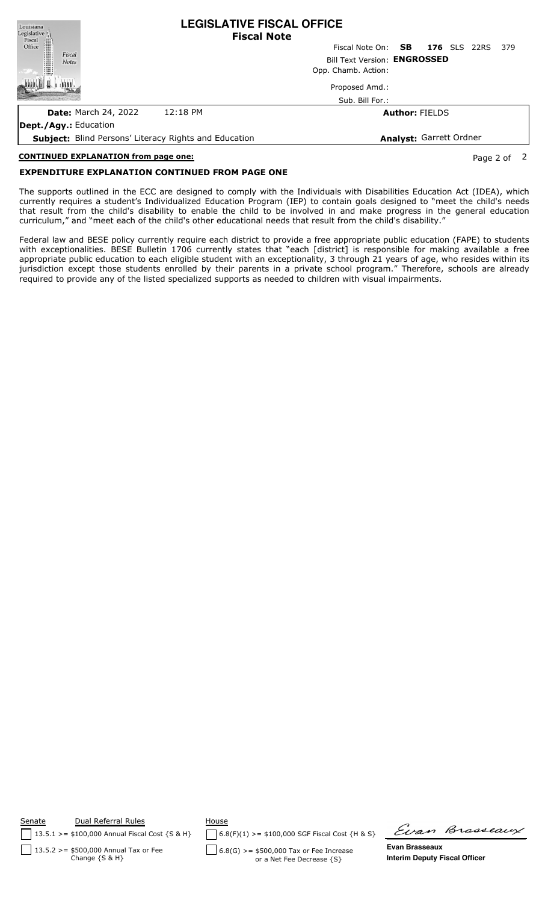# LEGISLATIVE FISCAL OFFICE
## Fiscal Note

Fiscal Note On: **SB 176** SLS 22RS 379

Bill Text Version: **ENGROSSED**

Opp. Chamb. Action:

Proposed Amd.:

Sub. Bill For.:

**Date:** March 24, 2022 12:18 PM

**Author:** FIELDS

**Dept./Agy.:** Education

**Subject:** Blind Persons' Literacy Rights and Education

**Analyst:** Garrett Ordner

**CONTINUED EXPLANATION from page one:**

**EXPENDITURE EXPLANATION CONTINUED FROM PAGE ONE**

The supports outlined in the ECC are designed to comply with the Individuals with Disabilities Education Act (IDEA), which currently requires a student's Individualized Education Program (IEP) to contain goals designed to "meet the child's needs that result from the child's disability to enable the child to be involved in and make progress in the general education curriculum," and "meet each of the child's other educational needs that result from the child's disability."

Federal law and BESE policy currently require each district to provide a free appropriate public education (FAPE) to students with exceptionalities. BESE Bulletin 1706 currently states that "each [district] is responsible for making available a free appropriate public education to each eligible student with an exceptionality, 3 through 21 years of age, who resides within its jurisdiction except those students enrolled by their parents in a private school program." Therefore, schools are already required to provide any of the listed specialized supports as needed to children with visual impairments.

Senate — Dual Referral Rules

- [ ] 13.5.1 >= $100,000 Annual Fiscal Cost {S & H}
- [ ] 13.5.2 >= $500,000 Annual Tax or Fee Change {S & H}

House

- [ ] 6.8(F)(1) >= $100,000 SGF Fiscal Cost {H & S}
- [ ] 6.8(G) >= $500,000 Tax or Fee Increase or a Net Fee Decrease {S}

**Evan Brasseaux**
**Interim Deputy Fiscal Officer**